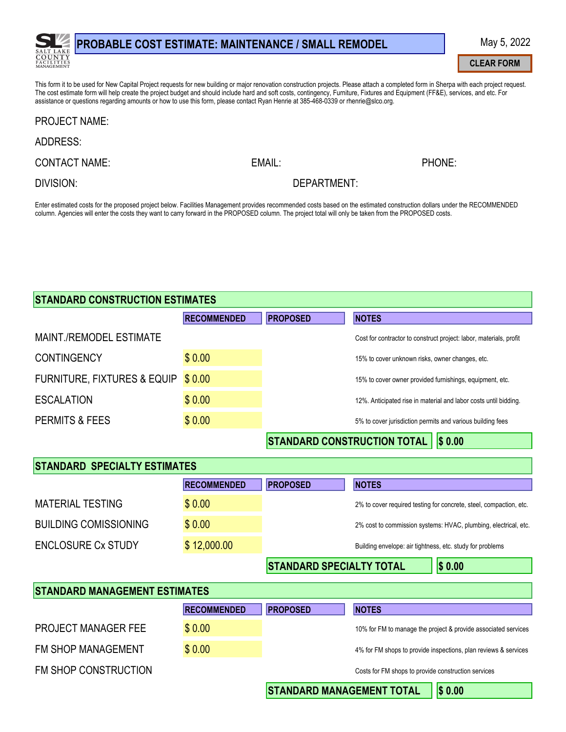# PROBABLE COST ESTIMATE: MAINTENANCE / SMALL REMODEL

May 5, 2022

CLEAR FORM

This form it to be used for New Capital Project requests for new building or major renovation construction projects. Please attach a completed form in Sherpa with each project request. The cost estimate form will help create the project budget and should include hard and soft costs, contingency, Furniture, Fixtures and Equipment (FF&E), services, and etc. For assistance or questions regarding amounts or how to use this form, please contact Ryan Henrie at 385-468-0339 or rhenrie@slco.org.

PROJECT NAME:

ADDRESS:

CONTACT NAME: EMAIL: PHONE:

DIVISION: DEPARTMENT:

Enter estimated costs for the proposed project below. Facilities Management provides recommended costs based on the estimated construction dollars under the RECOMMENDED column. Agencies will enter the costs they want to carry forward in the PROPOSED column. The project total will only be taken from the PROPOSED costs.

## STANDARD CONSTRUCTION ESTIMATES

| | RECOMMENDED | PROPOSED | NOTES |
|---|---|---|---|
| MAINT./REMODEL ESTIMATE | | | Cost for contractor to construct project: labor, materials, profit |
| CONTINGENCY | $ 0.00 | | 15% to cover unknown risks, owner changes, etc. |
| FURNITURE, FIXTURES & EQUIP | $ 0.00 | | 15% to cover owner provided furnishings, equipment, etc. |
| ESCALATION | $ 0.00 | | 12%. Anticipated rise in material and labor costs until bidding. |
| PERMITS & FEES | $ 0.00 | | 5% to cover jurisdiction permits and various building fees |
| | | **STANDARD CONSTRUCTION TOTAL** | **$ 0.00** |

## STANDARD SPECIALTY ESTIMATES

| | RECOMMENDED | PROPOSED | NOTES |
|---|---|---|---|
| MATERIAL TESTING | $ 0.00 | | 2% to cover required testing for concrete, steel, compaction, etc. |
| BUILDING COMISSIONING | $ 0.00 | | 2% cost to commission systems: HVAC, plumbing, electrical, etc. |
| ENCLOSURE Cx STUDY | $ 12,000.00 | | Building envelope: air tightness, etc. study for problems |
| | | **STANDARD SPECIALTY TOTAL** | **$ 0.00** |

## STANDARD MANAGEMENT ESTIMATES

| | RECOMMENDED | PROPOSED | NOTES |
|---|---|---|---|
| PROJECT MANAGER FEE | $ 0.00 | | 10% for FM to manage the project & provide associated services |
| FM SHOP MANAGEMENT | $ 0.00 | | 4% for FM shops to provide inspections, plan reviews & services |
| FM SHOP CONSTRUCTION | | | Costs for FM shops to provide construction services |
| | | **STANDARD MANAGEMENT TOTAL** | **$ 0.00** |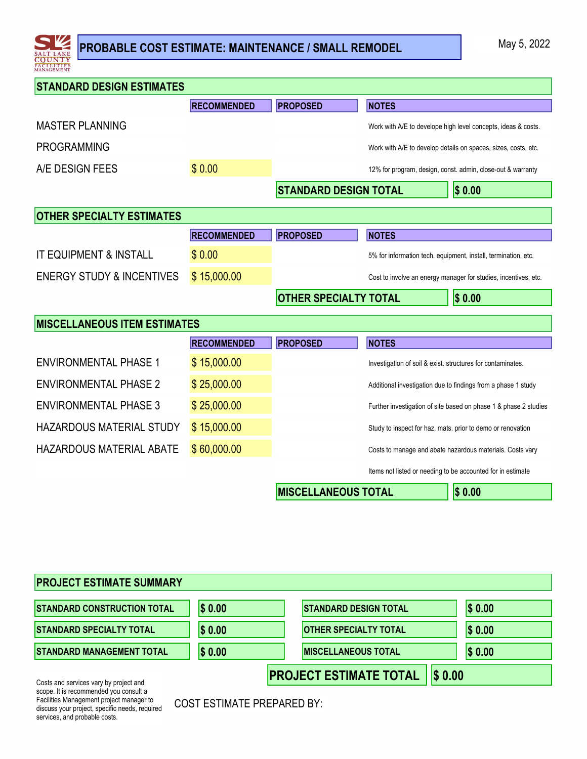# PROBABLE COST ESTIMATE: MAINTENANCE / SMALL REMODEL

May 5, 2022

## STANDARD DESIGN ESTIMATES

| | RECOMMENDED | PROPOSED | NOTES |
|---|---|---|---|
| MASTER PLANNING | | | Work with A/E to develope high level concepts, ideas & costs. |
| PROGRAMMING | | | Work with A/E to develop details on spaces, sizes, costs, etc. |
| A/E DESIGN FEES | $ 0.00 | | 12% for program, design, const. admin, close-out & warranty |

**STANDARD DESIGN TOTAL** **$ 0.00**

## OTHER SPECIALTY ESTIMATES

| | RECOMMENDED | PROPOSED | NOTES |
|---|---|---|---|
| IT EQUIPMENT & INSTALL | $ 0.00 | | 5% for information tech. equipment, install, termination, etc. |
| ENERGY STUDY & INCENTIVES | $ 15,000.00 | | Cost to involve an energy manager for studies, incentives, etc. |

**OTHER SPECIALTY TOTAL** **$ 0.00**

## MISCELLANEOUS ITEM ESTIMATES

| | RECOMMENDED | PROPOSED | NOTES |
|---|---|---|---|
| ENVIRONMENTAL PHASE 1 | $ 15,000.00 | | Investigation of soil & exist. structures for contaminates. |
| ENVIRONMENTAL PHASE 2 | $ 25,000.00 | | Additional investigation due to findings from a phase 1 study |
| ENVIRONMENTAL PHASE 3 | $ 25,000.00 | | Further investigation of site based on phase 1 & phase 2 studies |
| HAZARDOUS MATERIAL STUDY | $ 15,000.00 | | Study to inspect for haz. mats. prior to demo or renovation |
| HAZARDOUS MATERIAL ABATE | $ 60,000.00 | | Costs to manage and abate hazardous materials. Costs vary |
| | | | Items not listed or needing to be accounted for in estimate |

**MISCELLANEOUS TOTAL** **$ 0.00**

## PROJECT ESTIMATE SUMMARY

| | | | |
|---|---|---|---|
| STANDARD CONSTRUCTION TOTAL | $ 0.00 | STANDARD DESIGN TOTAL | $ 0.00 |
| STANDARD SPECIALTY TOTAL | $ 0.00 | OTHER SPECIALTY TOTAL | $ 0.00 |
| STANDARD MANAGEMENT TOTAL | $ 0.00 | MISCELLANEOUS TOTAL | $ 0.00 |

**PROJECT ESTIMATE TOTAL** **$ 0.00**

Costs and services vary by project and scope. It is recommended you consult a Facilities Management project manager to discuss your project, specific needs, required services, and probable costs.

COST ESTIMATE PREPARED BY: